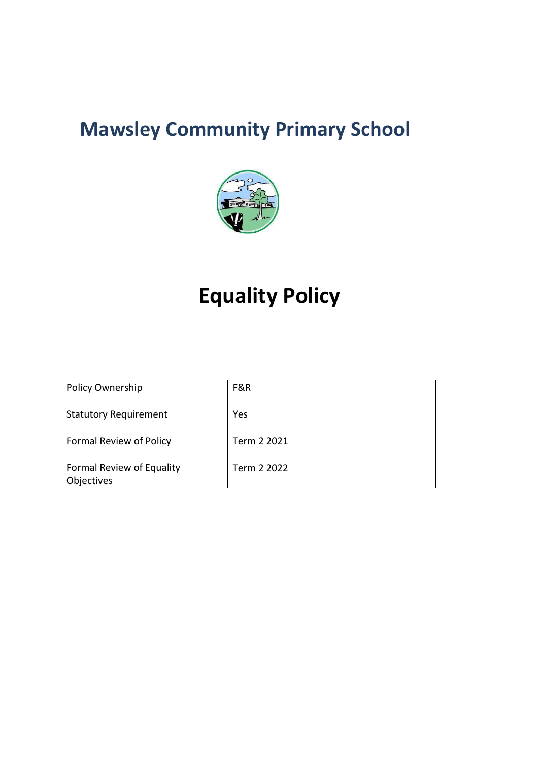# Mawsley Community Primary School

# Equality Policy

| Policy Ownership | F&R |
|---|---|
| Statutory Requirement | Yes |
| Formal Review of Policy | Term 2 2021 |
| Formal Review of Equality Objectives | Term 2 2022 |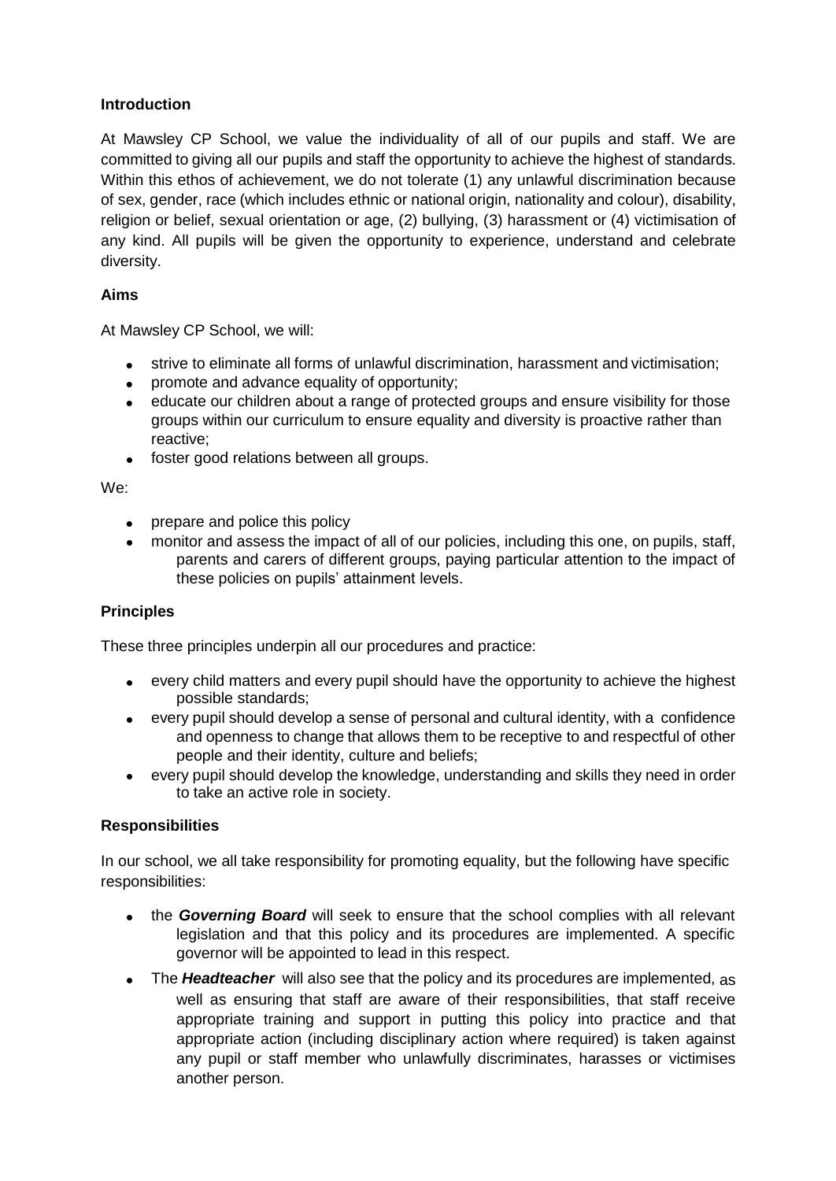**Introduction**

At Mawsley CP School, we value the individuality of all of our pupils and staff. We are committed to giving all our pupils and staff the opportunity to achieve the highest of standards. Within this ethos of achievement, we do not tolerate (1) any unlawful discrimination because of sex, gender, race (which includes ethnic or national origin, nationality and colour), disability, religion or belief, sexual orientation or age, (2) bullying, (3) harassment or (4) victimisation of any kind. All pupils will be given the opportunity to experience, understand and celebrate diversity.

**Aims**

At Mawsley CP School, we will:

- strive to eliminate all forms of unlawful discrimination, harassment and victimisation;
- promote and advance equality of opportunity;
- educate our children about a range of protected groups and ensure visibility for those groups within our curriculum to ensure equality and diversity is proactive rather than reactive;
- foster good relations between all groups.

We:

- prepare and police this policy
- monitor and assess the impact of all of our policies, including this one, on pupils, staff, parents and carers of different groups, paying particular attention to the impact of these policies on pupils' attainment levels.

**Principles**

These three principles underpin all our procedures and practice:

- every child matters and every pupil should have the opportunity to achieve the highest possible standards;
- every pupil should develop a sense of personal and cultural identity, with a confidence and openness to change that allows them to be receptive to and respectful of other people and their identity, culture and beliefs;
- every pupil should develop the knowledge, understanding and skills they need in order to take an active role in society.

**Responsibilities**

In our school, we all take responsibility for promoting equality, but the following have specific responsibilities:

- the ***Governing Board*** will seek to ensure that the school complies with all relevant legislation and that this policy and its procedures are implemented. A specific governor will be appointed to lead in this respect.
- The ***Headteacher*** will also see that the policy and its procedures are implemented, as well as ensuring that staff are aware of their responsibilities, that staff receive appropriate training and support in putting this policy into practice and that appropriate action (including disciplinary action where required) is taken against any pupil or staff member who unlawfully discriminates, harasses or victimises another person.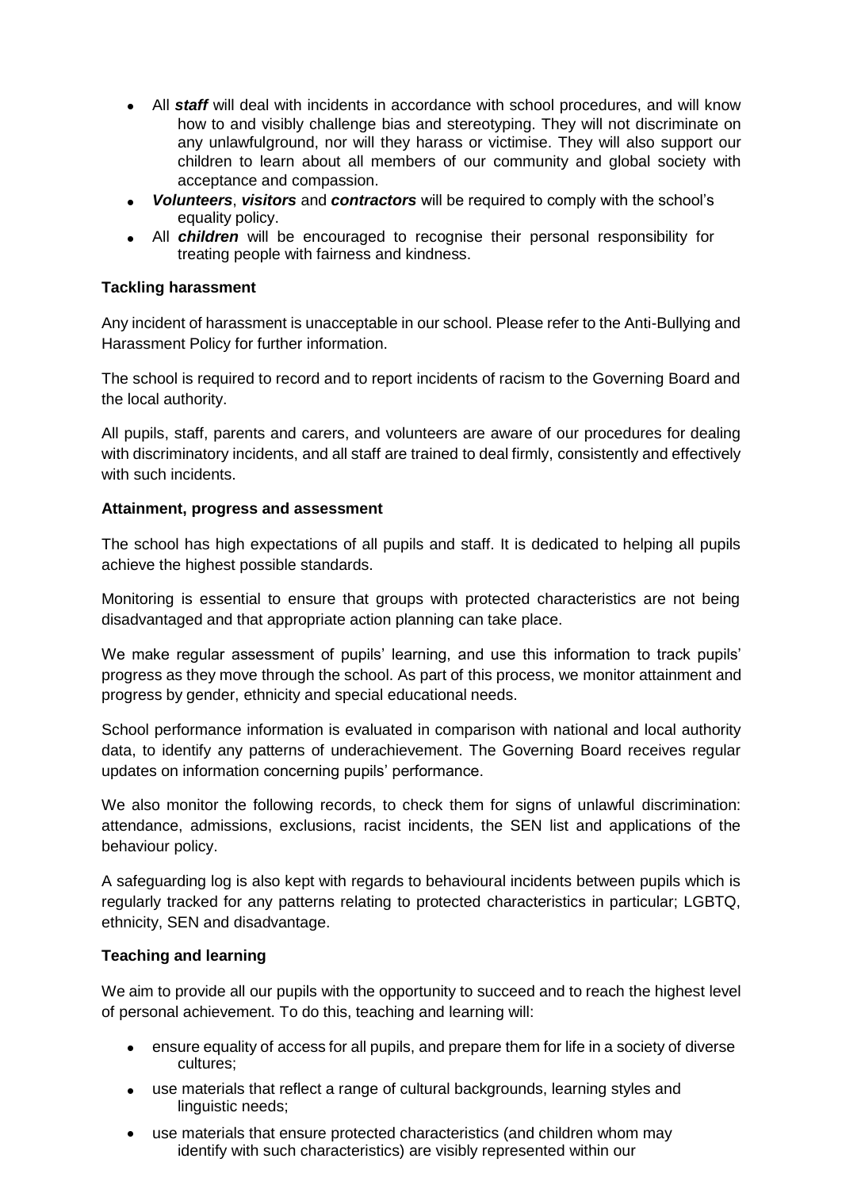- All ***staff*** will deal with incidents in accordance with school procedures, and will know how to and visibly challenge bias and stereotyping. They will not discriminate on any unlawfulground, nor will they harass or victimise. They will also support our children to learn about all members of our community and global society with acceptance and compassion.
- ***Volunteers***, ***visitors*** and ***contractors*** will be required to comply with the school's equality policy.
- All ***children*** will be encouraged to recognise their personal responsibility for treating people with fairness and kindness.

**Tackling harassment**

Any incident of harassment is unacceptable in our school. Please refer to the Anti-Bullying and Harassment Policy for further information.

The school is required to record and to report incidents of racism to the Governing Board and the local authority.

All pupils, staff, parents and carers, and volunteers are aware of our procedures for dealing with discriminatory incidents, and all staff are trained to deal firmly, consistently and effectively with such incidents.

**Attainment, progress and assessment**

The school has high expectations of all pupils and staff. It is dedicated to helping all pupils achieve the highest possible standards.

Monitoring is essential to ensure that groups with protected characteristics are not being disadvantaged and that appropriate action planning can take place.

We make regular assessment of pupils' learning, and use this information to track pupils' progress as they move through the school. As part of this process, we monitor attainment and progress by gender, ethnicity and special educational needs.

School performance information is evaluated in comparison with national and local authority data, to identify any patterns of underachievement. The Governing Board receives regular updates on information concerning pupils' performance.

We also monitor the following records, to check them for signs of unlawful discrimination: attendance, admissions, exclusions, racist incidents, the SEN list and applications of the behaviour policy.

A safeguarding log is also kept with regards to behavioural incidents between pupils which is regularly tracked for any patterns relating to protected characteristics in particular; LGBTQ, ethnicity, SEN and disadvantage.

**Teaching and learning**

We aim to provide all our pupils with the opportunity to succeed and to reach the highest level of personal achievement. To do this, teaching and learning will:

- ensure equality of access for all pupils, and prepare them for life in a society of diverse cultures;
- use materials that reflect a range of cultural backgrounds, learning styles and linguistic needs;
- use materials that ensure protected characteristics (and children whom may identify with such characteristics) are visibly represented within our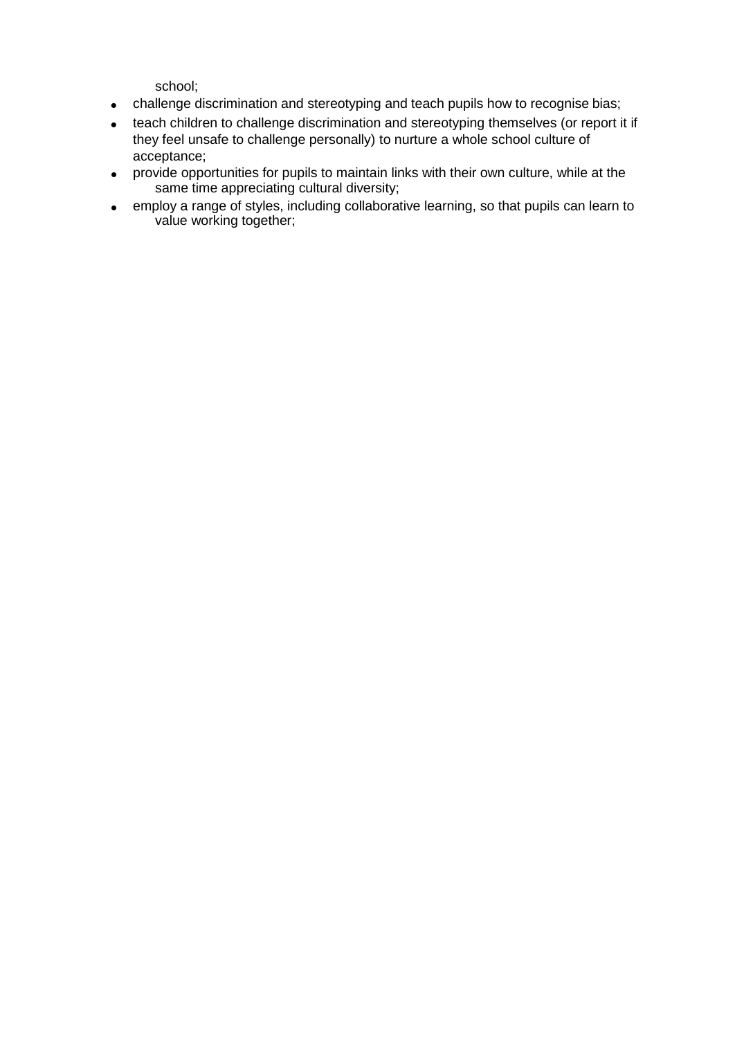school;

- challenge discrimination and stereotyping and teach pupils how to recognise bias;
- teach children to challenge discrimination and stereotyping themselves (or report it if they feel unsafe to challenge personally) to nurture a whole school culture of acceptance;
- provide opportunities for pupils to maintain links with their own culture, while at the same time appreciating cultural diversity;
- employ a range of styles, including collaborative learning, so that pupils can learn to value working together;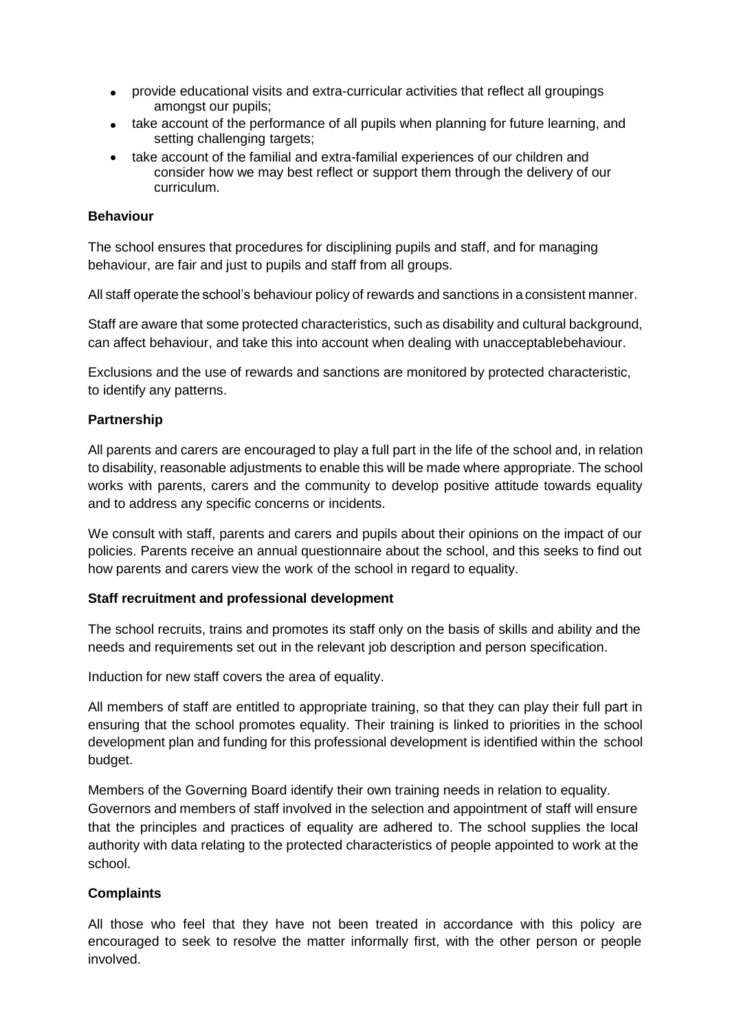- provide educational visits and extra-curricular activities that reflect all groupings amongst our pupils;
- take account of the performance of all pupils when planning for future learning, and setting challenging targets;
- take account of the familial and extra-familial experiences of our children and consider how we may best reflect or support them through the delivery of our curriculum.

**Behaviour**

The school ensures that procedures for disciplining pupils and staff, and for managing behaviour, are fair and just to pupils and staff from all groups.

All staff operate the school's behaviour policy of rewards and sanctions in a consistent manner.

Staff are aware that some protected characteristics, such as disability and cultural background, can affect behaviour, and take this into account when dealing with unacceptablebehaviour.

Exclusions and the use of rewards and sanctions are monitored by protected characteristic, to identify any patterns.

**Partnership**

All parents and carers are encouraged to play a full part in the life of the school and, in relation to disability, reasonable adjustments to enable this will be made where appropriate. The school works with parents, carers and the community to develop positive attitude towards equality and to address any specific concerns or incidents.

We consult with staff, parents and carers and pupils about their opinions on the impact of our policies. Parents receive an annual questionnaire about the school, and this seeks to find out how parents and carers view the work of the school in regard to equality.

**Staff recruitment and professional development**

The school recruits, trains and promotes its staff only on the basis of skills and ability and the needs and requirements set out in the relevant job description and person specification.

Induction for new staff covers the area of equality.

All members of staff are entitled to appropriate training, so that they can play their full part in ensuring that the school promotes equality. Their training is linked to priorities in the school development plan and funding for this professional development is identified within the school budget.

Members of the Governing Board identify their own training needs in relation to equality. Governors and members of staff involved in the selection and appointment of staff will ensure that the principles and practices of equality are adhered to. The school supplies the local authority with data relating to the protected characteristics of people appointed to work at the school.

**Complaints**

All those who feel that they have not been treated in accordance with this policy are encouraged to seek to resolve the matter informally first, with the other person or people involved.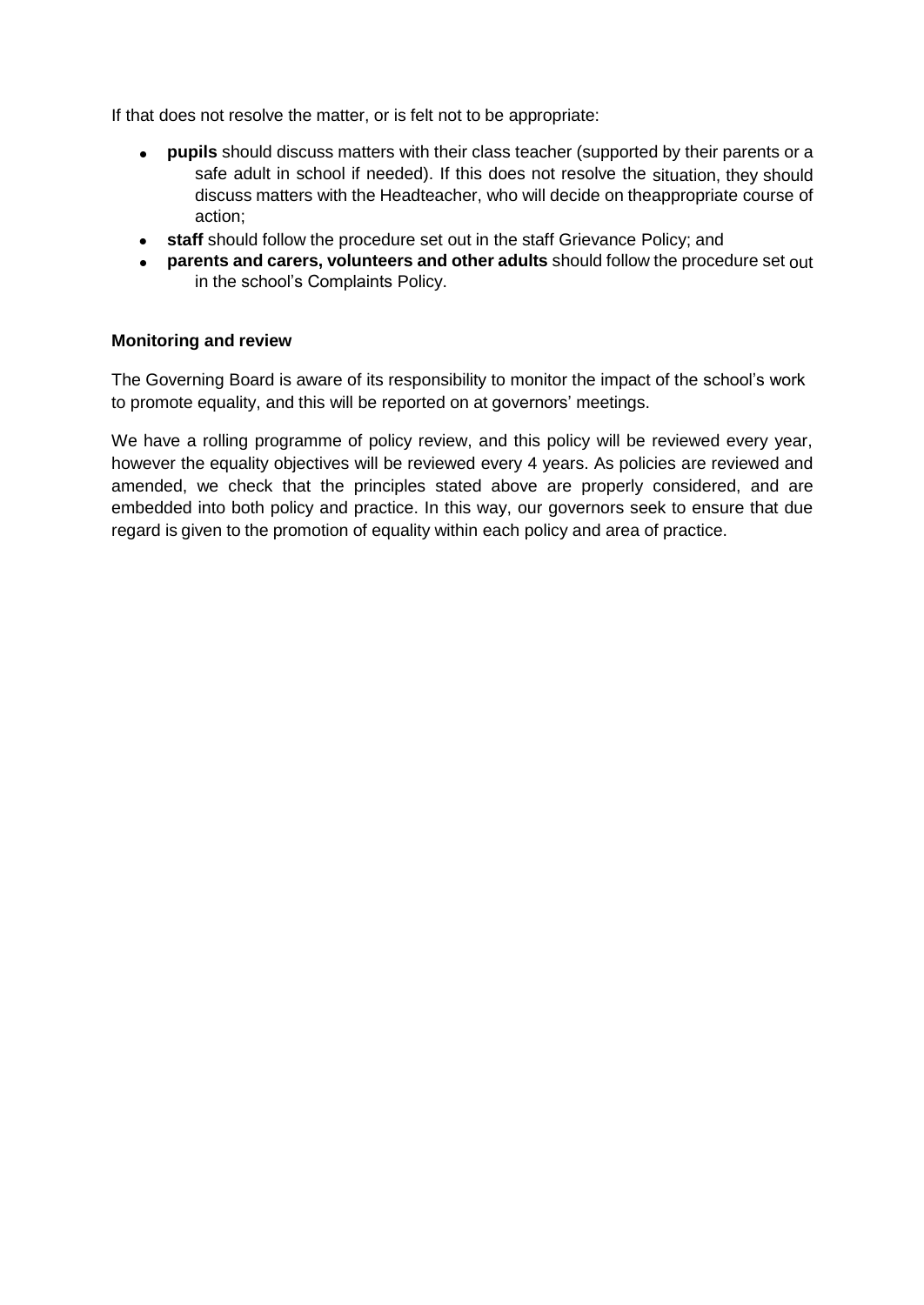If that does not resolve the matter, or is felt not to be appropriate:

- **pupils** should discuss matters with their class teacher (supported by their parents or a safe adult in school if needed). If this does not resolve the situation, they should discuss matters with the Headteacher, who will decide on theappropriate course of action;
- **staff** should follow the procedure set out in the staff Grievance Policy; and
- **parents and carers, volunteers and other adults** should follow the procedure set out in the school's Complaints Policy.

**Monitoring and review**

The Governing Board is aware of its responsibility to monitor the impact of the school's work to promote equality, and this will be reported on at governors' meetings.

We have a rolling programme of policy review, and this policy will be reviewed every year, however the equality objectives will be reviewed every 4 years. As policies are reviewed and amended, we check that the principles stated above are properly considered, and are embedded into both policy and practice. In this way, our governors seek to ensure that due regard is given to the promotion of equality within each policy and area of practice.